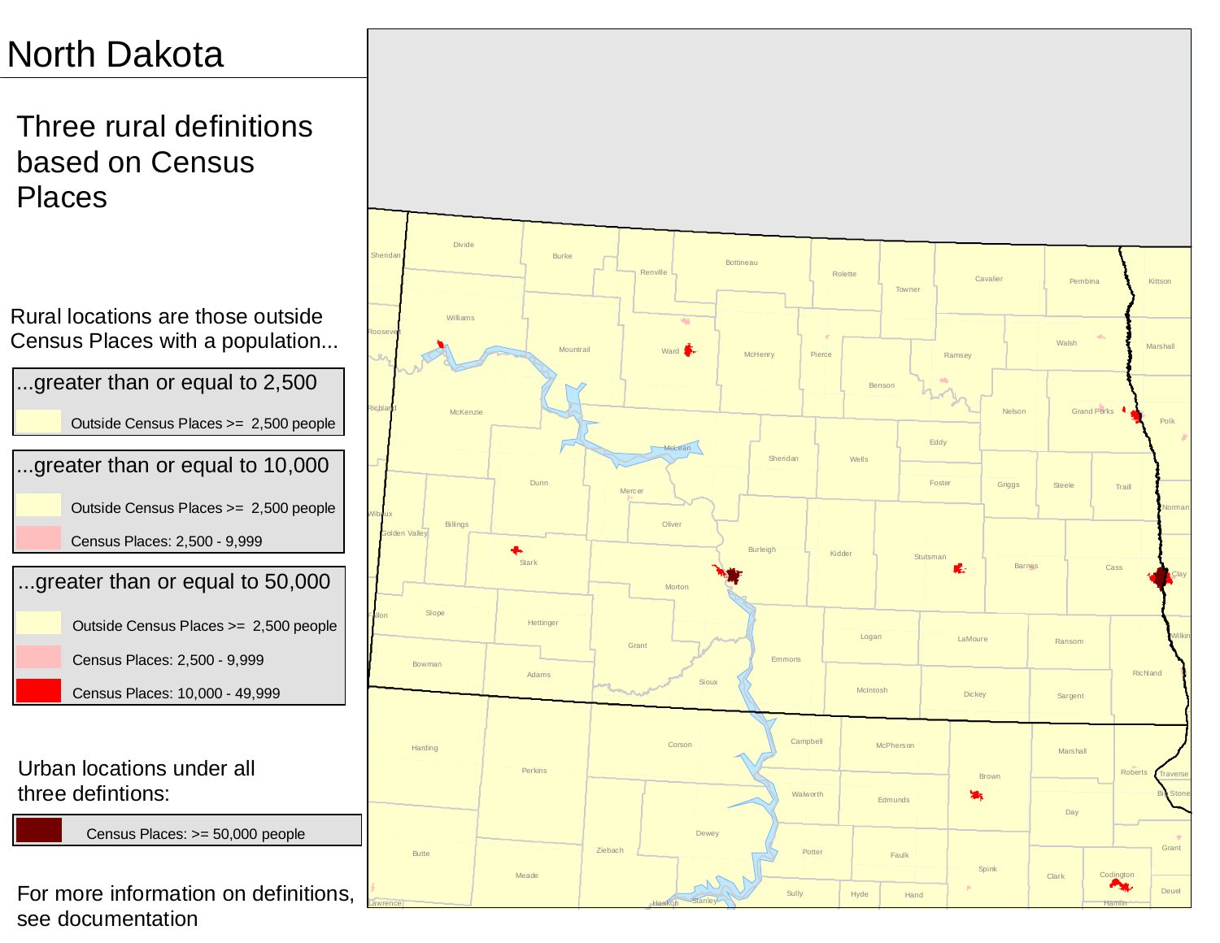# North Dakota

## Three rural definitions based on Census Places

Rural locations are those outside Census Places with a population...

**...greater than or equal to 2,500**

- Outside Census Places >= 2,500 people

**...greater than or equal to 10,000**

- Outside Census Places >= 2,500 people
- Census Places: 2,500 - 9,999

**...greater than or equal to 50,000**

- Outside Census Places >= 2,500 people
- Census Places: 2,500 - 9,999
- Census Places: 10,000 - 49,999

Urban locations under all three defintions:

- Census Places: >= 50,000 people

For more information on definitions, see documentation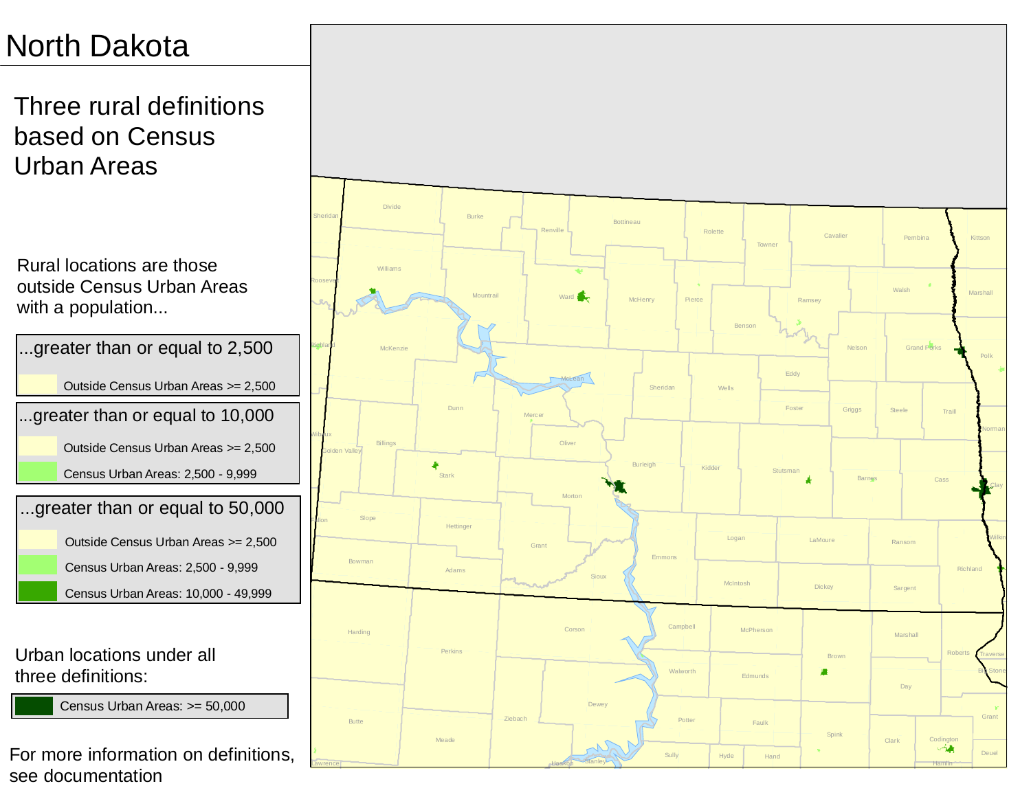# North Dakota

## Three rural definitions based on Census Urban Areas

Rural locations are those outside Census Urban Areas with a population...

**...greater than or equal to 2,500**

- Outside Census Urban Areas >= 2,500

**...greater than or equal to 10,000**

- Outside Census Urban Areas >= 2,500
- Census Urban Areas: 2,500 - 9,999

**...greater than or equal to 50,000**

- Outside Census Urban Areas >= 2,500
- Census Urban Areas: 2,500 - 9,999
- Census Urban Areas: 10,000 - 49,999

Urban locations under all three definitions:

- Census Urban Areas: >= 50,000

For more information on definitions, see documentation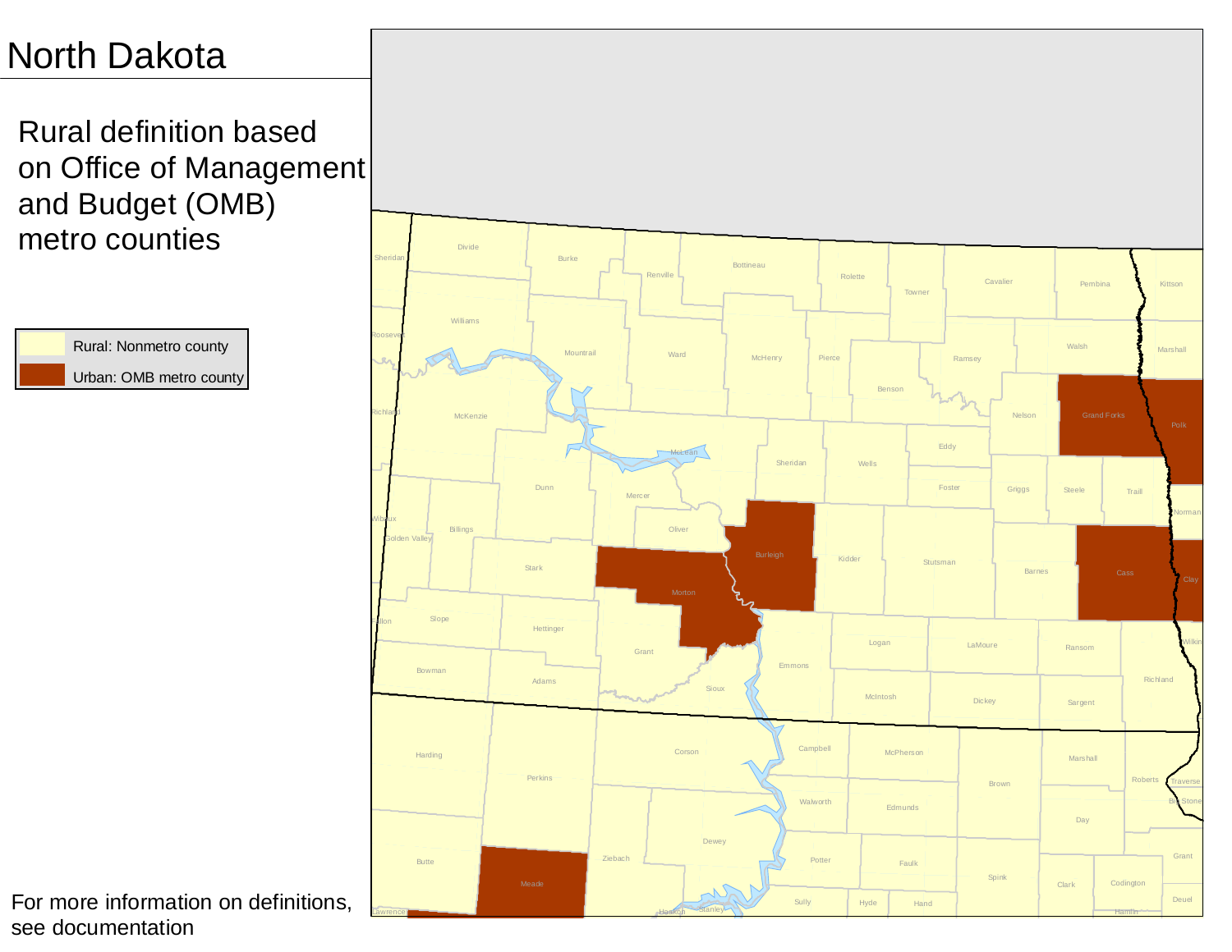# North Dakota

Rural definition based on Office of Management and Budget (OMB) metro counties

- Rural: Nonmetro county
- Urban: OMB metro county

For more information on definitions, see documentation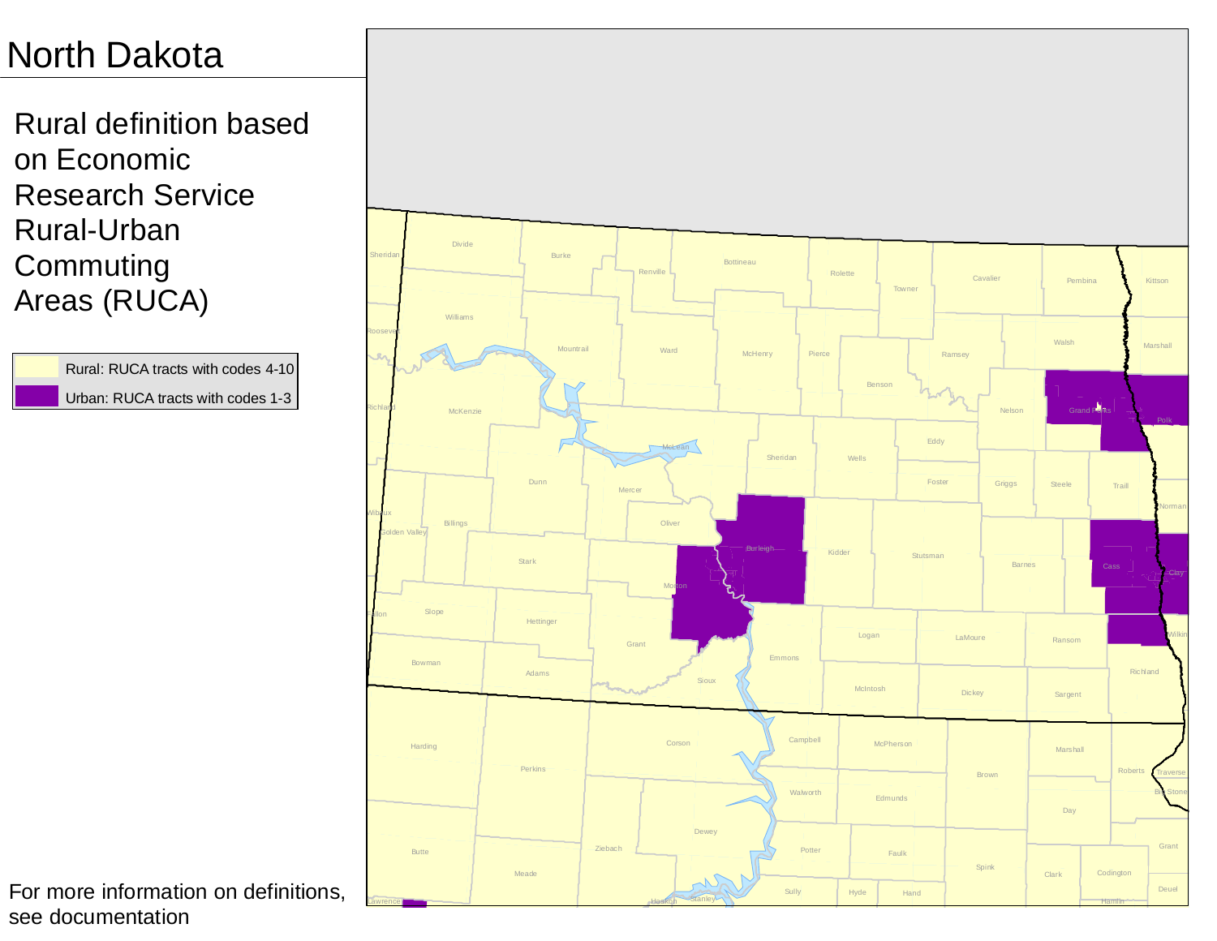# North Dakota

Rural definition based on Economic Research Service Rural-Urban Commuting Areas (RUCA)

| Legend |
| --- |
| Rural: RUCA tracts with codes 4-10 |
| Urban: RUCA tracts with codes 1-3 |

For more information on definitions, see documentation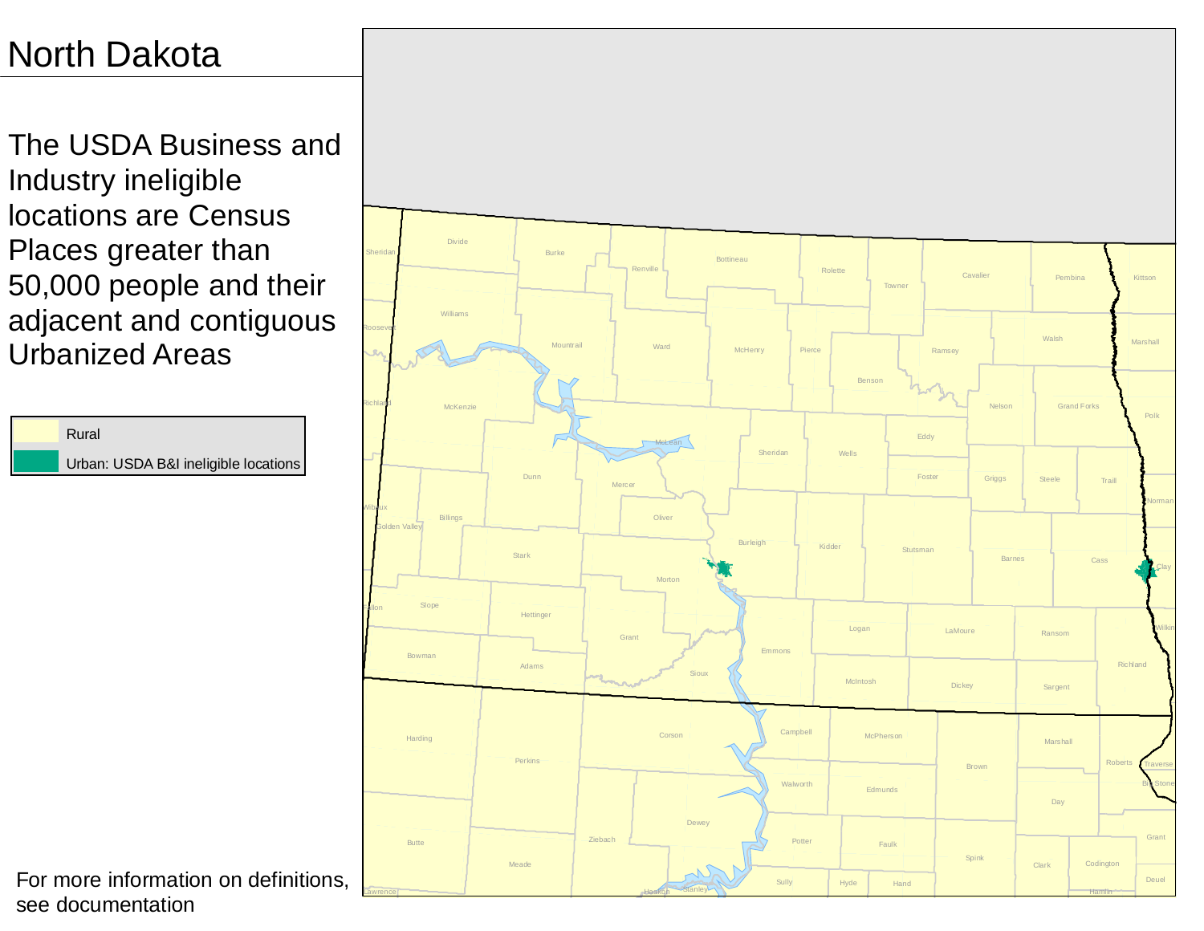# North Dakota

The USDA Business and Industry ineligible locations are Census Places greater than 50,000 people and their adjacent and contiguous Urbanized Areas

- Rural
- Urban: USDA B&I ineligible locations

For more information on definitions, see documentation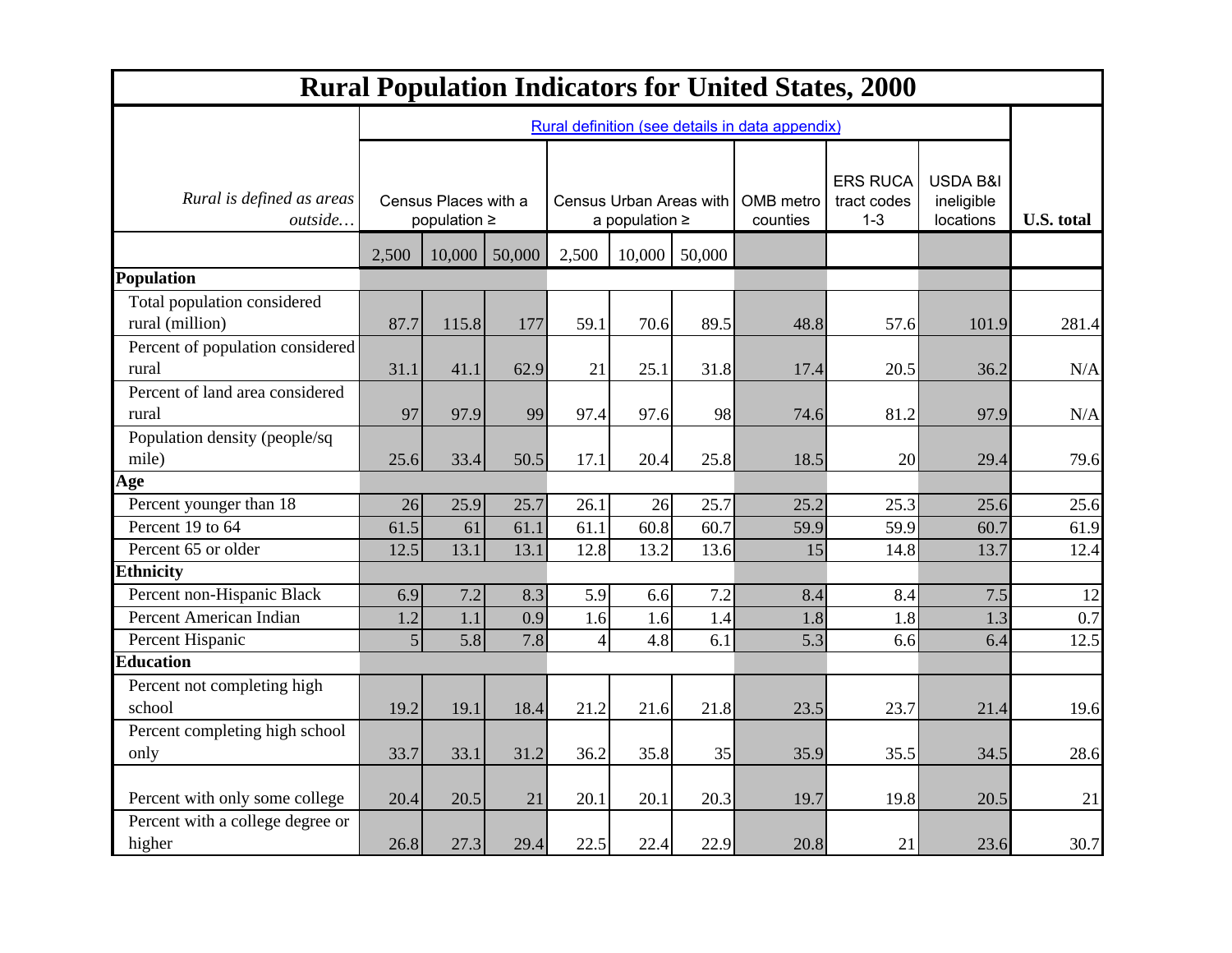# Rural Population Indicators for United States, 2000

| Rural is defined as areas outside… | Census Places with a population ≥ | | | Census Urban Areas with a population ≥ | | | OMB metro counties | ERS RUCA tract codes 1-3 | USDA B&I ineligible locations | U.S. total |
|---|---|---|---|---|---|---|---|---|---|---|
| | 2,500 | 10,000 | 50,000 | 2,500 | 10,000 | 50,000 | | | | |
| **Population** | | | | | | | | | | |
| Total population considered rural (million) | 87.7 | 115.8 | 177 | 59.1 | 70.6 | 89.5 | 48.8 | 57.6 | 101.9 | 281.4 |
| Percent of population considered rural | 31.1 | 41.1 | 62.9 | 21 | 25.1 | 31.8 | 17.4 | 20.5 | 36.2 | N/A |
| Percent of land area considered rural | 97 | 97.9 | 99 | 97.4 | 97.6 | 98 | 74.6 | 81.2 | 97.9 | N/A |
| Population density (people/sq mile) | 25.6 | 33.4 | 50.5 | 17.1 | 20.4 | 25.8 | 18.5 | 20 | 29.4 | 79.6 |
| **Age** | | | | | | | | | | |
| Percent younger than 18 | 26 | 25.9 | 25.7 | 26.1 | 26 | 25.7 | 25.2 | 25.3 | 25.6 | 25.6 |
| Percent 19 to 64 | 61.5 | 61 | 61.1 | 61.1 | 60.8 | 60.7 | 59.9 | 59.9 | 60.7 | 61.9 |
| Percent 65 or older | 12.5 | 13.1 | 13.1 | 12.8 | 13.2 | 13.6 | 15 | 14.8 | 13.7 | 12.4 |
| **Ethnicity** | | | | | | | | | | |
| Percent non-Hispanic Black | 6.9 | 7.2 | 8.3 | 5.9 | 6.6 | 7.2 | 8.4 | 8.4 | 7.5 | 12 |
| Percent American Indian | 1.2 | 1.1 | 0.9 | 1.6 | 1.6 | 1.4 | 1.8 | 1.8 | 1.3 | 0.7 |
| Percent Hispanic | 5 | 5.8 | 7.8 | 4 | 4.8 | 6.1 | 5.3 | 6.6 | 6.4 | 12.5 |
| **Education** | | | | | | | | | | |
| Percent not completing high school | 19.2 | 19.1 | 18.4 | 21.2 | 21.6 | 21.8 | 23.5 | 23.7 | 21.4 | 19.6 |
| Percent completing high school only | 33.7 | 33.1 | 31.2 | 36.2 | 35.8 | 35 | 35.9 | 35.5 | 34.5 | 28.6 |
| Percent with only some college | 20.4 | 20.5 | 21 | 20.1 | 20.1 | 20.3 | 19.7 | 19.8 | 20.5 | 21 |
| Percent with a college degree or higher | 26.8 | 27.3 | 29.4 | 22.5 | 22.4 | 22.9 | 20.8 | 21 | 23.6 | 30.7 |

Rural definition (see details in data appendix)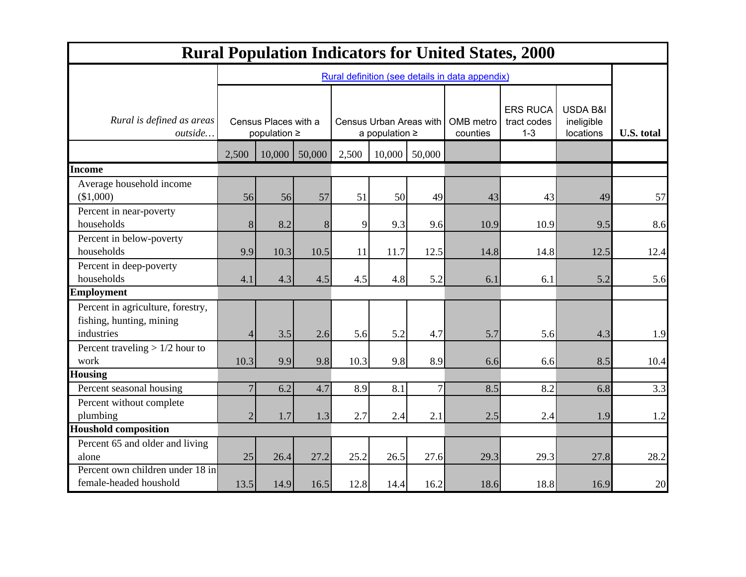# Rural Population Indicators for United States, 2000

| Rural is defined as areas outside… | Census Places with a population ≥ | | | Census Urban Areas with a population ≥ | | | OMB metro counties | ERS RUCA tract codes 1-3 | USDA B&I ineligible locations | U.S. total |
|---|---|---|---|---|---|---|---|---|---|---|
| | 2,500 | 10,000 | 50,000 | 2,500 | 10,000 | 50,000 | | | | |
| **Income** | | | | | | | | | | |
| Average household income ($1,000) | 56 | 56 | 57 | 51 | 50 | 49 | 43 | 43 | 49 | 57 |
| Percent in near-poverty households | 8 | 8.2 | 8 | 9 | 9.3 | 9.6 | 10.9 | 10.9 | 9.5 | 8.6 |
| Percent in below-poverty households | 9.9 | 10.3 | 10.5 | 11 | 11.7 | 12.5 | 14.8 | 14.8 | 12.5 | 12.4 |
| Percent in deep-poverty households | 4.1 | 4.3 | 4.5 | 4.5 | 4.8 | 5.2 | 6.1 | 6.1 | 5.2 | 5.6 |
| **Employment** | | | | | | | | | | |
| Percent in agriculture, forestry, fishing, hunting, mining industries | 4 | 3.5 | 2.6 | 5.6 | 5.2 | 4.7 | 5.7 | 5.6 | 4.3 | 1.9 |
| Percent traveling > 1/2 hour to work | 10.3 | 9.9 | 9.8 | 10.3 | 9.8 | 8.9 | 6.6 | 6.6 | 8.5 | 10.4 |
| **Housing** | | | | | | | | | | |
| Percent seasonal housing | 7 | 6.2 | 4.7 | 8.9 | 8.1 | 7 | 8.5 | 8.2 | 6.8 | 3.3 |
| Percent without complete plumbing | 2 | 1.7 | 1.3 | 2.7 | 2.4 | 2.1 | 2.5 | 2.4 | 1.9 | 1.2 |
| **Houshold composition** | | | | | | | | | | |
| Percent 65 and older and living alone | 25 | 26.4 | 27.2 | 25.2 | 26.5 | 27.6 | 29.3 | 29.3 | 27.8 | 28.2 |
| Percent own children under 18 in female-headed houshold | 13.5 | 14.9 | 16.5 | 12.8 | 14.4 | 16.2 | 18.6 | 18.8 | 16.9 | 20 |

Rural definition (see details in data appendix)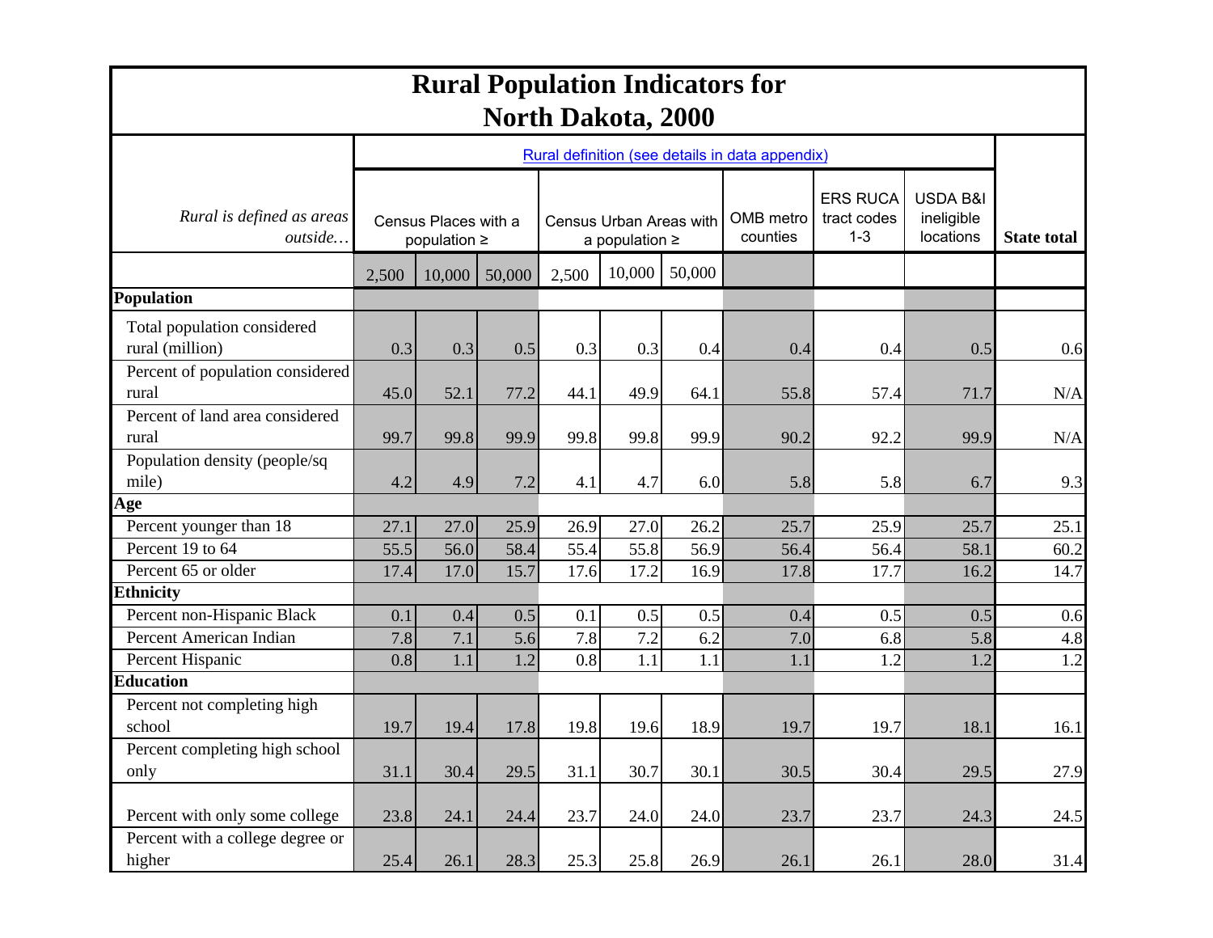# Rural Population Indicators for North Dakota, 2000

| *Rural is defined as areas outside…* | Rural definition (see details in data appendix) | | | | | | | | | State total |
|---|---|---|---|---|---|---|---|---|---|---|
| | Census Places with a population ≥ | | | Census Urban Areas with a population ≥ | | | OMB metro counties | ERS RUCA tract codes 1-3 | USDA B&I ineligible locations | |
| | 2,500 | 10,000 | 50,000 | 2,500 | 10,000 | 50,000 | | | | |
| **Population** | | | | | | | | | | |
| Total population considered rural (million) | 0.3 | 0.3 | 0.5 | 0.3 | 0.3 | 0.4 | 0.4 | 0.4 | 0.5 | 0.6 |
| Percent of population considered rural | 45.0 | 52.1 | 77.2 | 44.1 | 49.9 | 64.1 | 55.8 | 57.4 | 71.7 | N/A |
| Percent of land area considered rural | 99.7 | 99.8 | 99.9 | 99.8 | 99.8 | 99.9 | 90.2 | 92.2 | 99.9 | N/A |
| Population density (people/sq mile) | 4.2 | 4.9 | 7.2 | 4.1 | 4.7 | 6.0 | 5.8 | 5.8 | 6.7 | 9.3 |
| **Age** | | | | | | | | | | |
| Percent younger than 18 | 27.1 | 27.0 | 25.9 | 26.9 | 27.0 | 26.2 | 25.7 | 25.9 | 25.7 | 25.1 |
| Percent 19 to 64 | 55.5 | 56.0 | 58.4 | 55.4 | 55.8 | 56.9 | 56.4 | 56.4 | 58.1 | 60.2 |
| Percent 65 or older | 17.4 | 17.0 | 15.7 | 17.6 | 17.2 | 16.9 | 17.8 | 17.7 | 16.2 | 14.7 |
| **Ethnicity** | | | | | | | | | | |
| Percent non-Hispanic Black | 0.1 | 0.4 | 0.5 | 0.1 | 0.5 | 0.5 | 0.4 | 0.5 | 0.5 | 0.6 |
| Percent American Indian | 7.8 | 7.1 | 5.6 | 7.8 | 7.2 | 6.2 | 7.0 | 6.8 | 5.8 | 4.8 |
| Percent Hispanic | 0.8 | 1.1 | 1.2 | 0.8 | 1.1 | 1.1 | 1.1 | 1.2 | 1.2 | 1.2 |
| **Education** | | | | | | | | | | |
| Percent not completing high school | 19.7 | 19.4 | 17.8 | 19.8 | 19.6 | 18.9 | 19.7 | 19.7 | 18.1 | 16.1 |
| Percent completing high school only | 31.1 | 30.4 | 29.5 | 31.1 | 30.7 | 30.1 | 30.5 | 30.4 | 29.5 | 27.9 |
| Percent with only some college | 23.8 | 24.1 | 24.4 | 23.7 | 24.0 | 24.0 | 23.7 | 23.7 | 24.3 | 24.5 |
| Percent with a college degree or higher | 25.4 | 26.1 | 28.3 | 25.3 | 25.8 | 26.9 | 26.1 | 26.1 | 28.0 | 31.4 |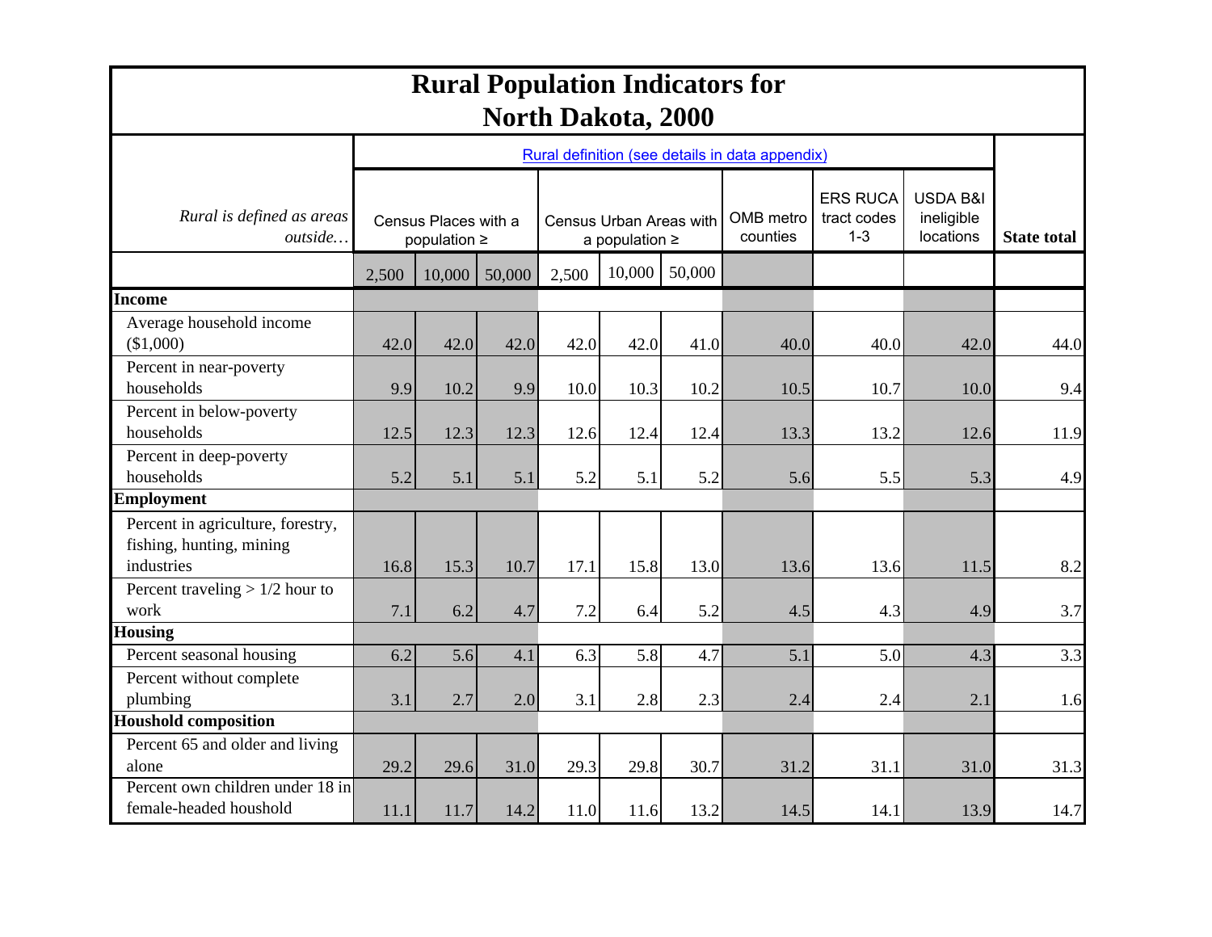# Rural Population Indicators for North Dakota, 2000

| *Rural is defined as areas outside…* | Rural definition (see details in data appendix) | | | | | | | | | State total |
|---|---|---|---|---|---|---|---|---|---|---|
| | Census Places with a population ≥ | | | Census Urban Areas with a population ≥ | | | OMB metro counties | ERS RUCA tract codes 1-3 | USDA B&I ineligible locations | |
| | 2,500 | 10,000 | 50,000 | 2,500 | 10,000 | 50,000 | | | | |
| **Income** | | | | | | | | | | |
| Average household income ($1,000) | 42.0 | 42.0 | 42.0 | 42.0 | 42.0 | 41.0 | 40.0 | 40.0 | 42.0 | 44.0 |
| Percent in near-poverty households | 9.9 | 10.2 | 9.9 | 10.0 | 10.3 | 10.2 | 10.5 | 10.7 | 10.0 | 9.4 |
| Percent in below-poverty households | 12.5 | 12.3 | 12.3 | 12.6 | 12.4 | 12.4 | 13.3 | 13.2 | 12.6 | 11.9 |
| Percent in deep-poverty households | 5.2 | 5.1 | 5.1 | 5.2 | 5.1 | 5.2 | 5.6 | 5.5 | 5.3 | 4.9 |
| **Employment** | | | | | | | | | | |
| Percent in agriculture, forestry, fishing, hunting, mining industries | 16.8 | 15.3 | 10.7 | 17.1 | 15.8 | 13.0 | 13.6 | 13.6 | 11.5 | 8.2 |
| Percent traveling > 1/2 hour to work | 7.1 | 6.2 | 4.7 | 7.2 | 6.4 | 5.2 | 4.5 | 4.3 | 4.9 | 3.7 |
| **Housing** | | | | | | | | | | |
| Percent seasonal housing | 6.2 | 5.6 | 4.1 | 6.3 | 5.8 | 4.7 | 5.1 | 5.0 | 4.3 | 3.3 |
| Percent without complete plumbing | 3.1 | 2.7 | 2.0 | 3.1 | 2.8 | 2.3 | 2.4 | 2.4 | 2.1 | 1.6 |
| **Houshold composition** | | | | | | | | | | |
| Percent 65 and older and living alone | 29.2 | 29.6 | 31.0 | 29.3 | 29.8 | 30.7 | 31.2 | 31.1 | 31.0 | 31.3 |
| Percent own children under 18 in female-headed houshold | 11.1 | 11.7 | 14.2 | 11.0 | 11.6 | 13.2 | 14.5 | 14.1 | 13.9 | 14.7 |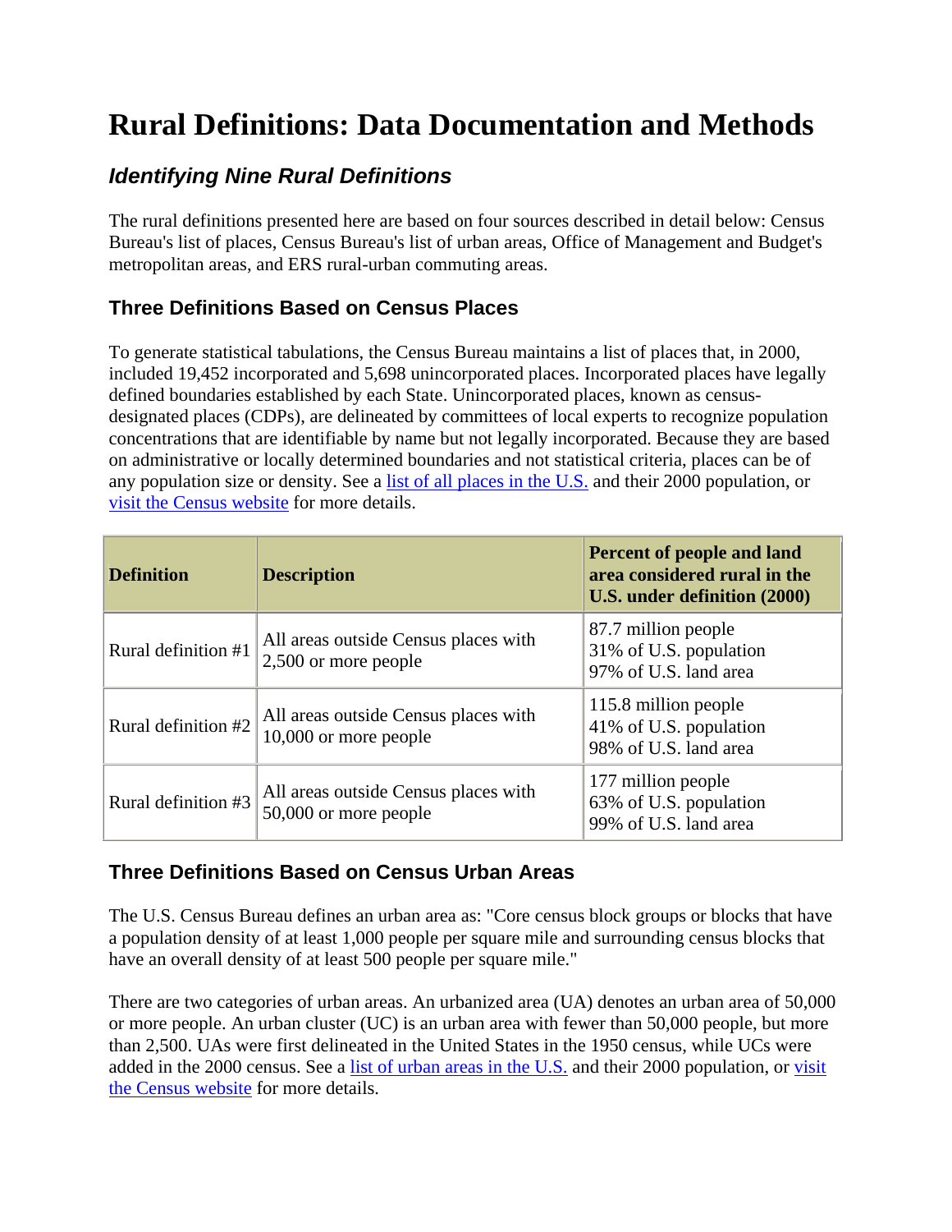# Rural Definitions: Data Documentation and Methods

## *Identifying Nine Rural Definitions*

The rural definitions presented here are based on four sources described in detail below: Census Bureau's list of places, Census Bureau's list of urban areas, Office of Management and Budget's metropolitan areas, and ERS rural-urban commuting areas.

### Three Definitions Based on Census Places

To generate statistical tabulations, the Census Bureau maintains a list of places that, in 2000, included 19,452 incorporated and 5,698 unincorporated places. Incorporated places have legally defined boundaries established by each State. Unincorporated places, known as census-designated places (CDPs), are delineated by committees of local experts to recognize population concentrations that are identifiable by name but not legally incorporated. Because they are based on administrative or locally determined boundaries and not statistical criteria, places can be of any population size or density. See a list of all places in the U.S. and their 2000 population, or visit the Census website for more details.

| Definition | Description | Percent of people and land area considered rural in the U.S. under definition (2000) |
|---|---|---|
| Rural definition #1 | All areas outside Census places with 2,500 or more people | 87.7 million people<br>31% of U.S. population<br>97% of U.S. land area |
| Rural definition #2 | All areas outside Census places with 10,000 or more people | 115.8 million people<br>41% of U.S. population<br>98% of U.S. land area |
| Rural definition #3 | All areas outside Census places with 50,000 or more people | 177 million people<br>63% of U.S. population<br>99% of U.S. land area |

### Three Definitions Based on Census Urban Areas

The U.S. Census Bureau defines an urban area as: "Core census block groups or blocks that have a population density of at least 1,000 people per square mile and surrounding census blocks that have an overall density of at least 500 people per square mile."

There are two categories of urban areas. An urbanized area (UA) denotes an urban area of 50,000 or more people. An urban cluster (UC) is an urban area with fewer than 50,000 people, but more than 2,500. UAs were first delineated in the United States in the 1950 census, while UCs were added in the 2000 census. See a list of urban areas in the U.S. and their 2000 population, or visit the Census website for more details.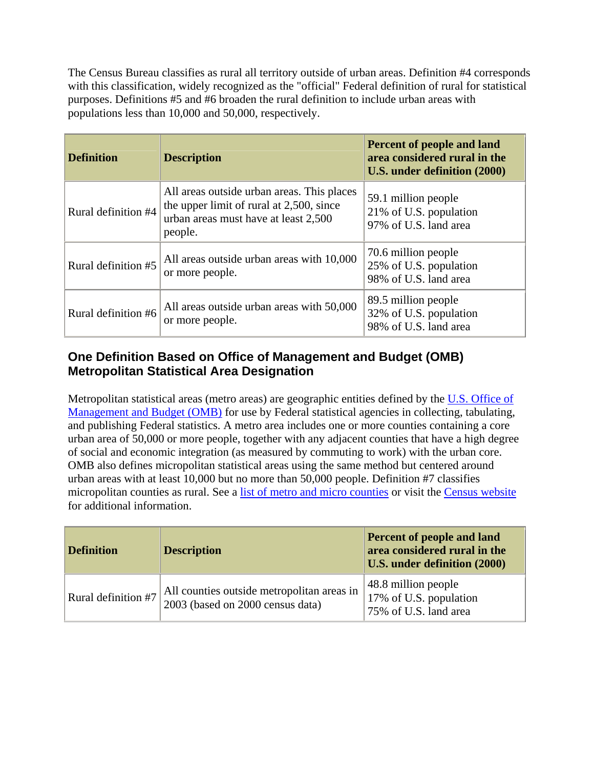The Census Bureau classifies as rural all territory outside of urban areas. Definition #4 corresponds with this classification, widely recognized as the "official" Federal definition of rural for statistical purposes. Definitions #5 and #6 broaden the rural definition to include urban areas with populations less than 10,000 and 50,000, respectively.

| **Definition** | **Description** | **Percent of people and land area considered rural in the U.S. under definition (2000)** |
|---|---|---|
| Rural definition #4 | All areas outside urban areas. This places the upper limit of rural at 2,500, since urban areas must have at least 2,500 people. | 59.1 million people<br>21% of U.S. population<br>97% of U.S. land area |
| Rural definition #5 | All areas outside urban areas with 10,000 or more people. | 70.6 million people<br>25% of U.S. population<br>98% of U.S. land area |
| Rural definition #6 | All areas outside urban areas with 50,000 or more people. | 89.5 million people<br>32% of U.S. population<br>98% of U.S. land area |

### One Definition Based on Office of Management and Budget (OMB) Metropolitan Statistical Area Designation

Metropolitan statistical areas (metro areas) are geographic entities defined by the U.S. Office of Management and Budget (OMB) for use by Federal statistical agencies in collecting, tabulating, and publishing Federal statistics. A metro area includes one or more counties containing a core urban area of 50,000 or more people, together with any adjacent counties that have a high degree of social and economic integration (as measured by commuting to work) with the urban core. OMB also defines micropolitan statistical areas using the same method but centered around urban areas with at least 10,000 but no more than 50,000 people. Definition #7 classifies micropolitan counties as rural. See a list of metro and micro counties or visit the Census website for additional information.

| **Definition** | **Description** | **Percent of people and land area considered rural in the U.S. under definition (2000)** |
|---|---|---|
| Rural definition #7 | All counties outside metropolitan areas in 2003 (based on 2000 census data) | 48.8 million people<br>17% of U.S. population<br>75% of U.S. land area |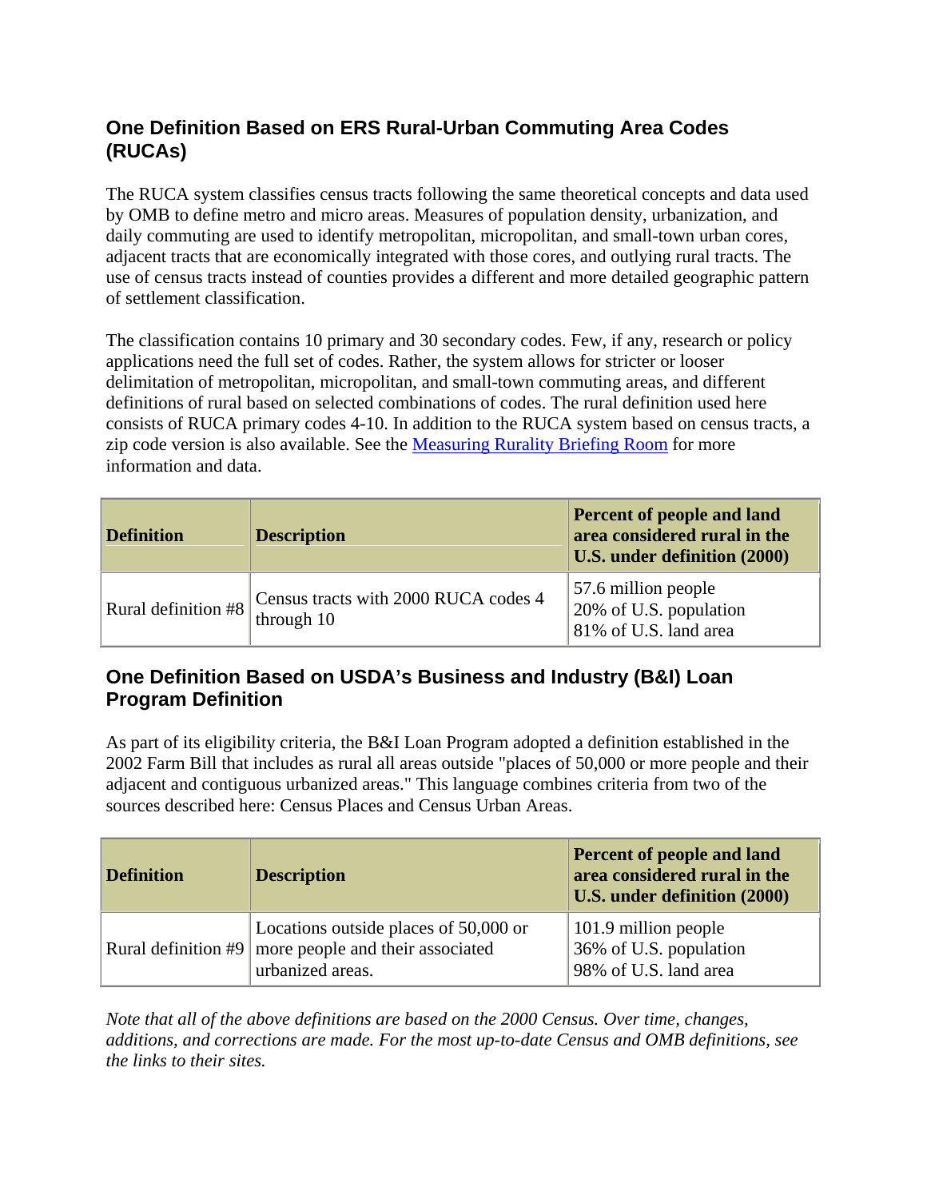## One Definition Based on ERS Rural-Urban Commuting Area Codes (RUCAs)

The RUCA system classifies census tracts following the same theoretical concepts and data used by OMB to define metro and micro areas. Measures of population density, urbanization, and daily commuting are used to identify metropolitan, micropolitan, and small-town urban cores, adjacent tracts that are economically integrated with those cores, and outlying rural tracts. The use of census tracts instead of counties provides a different and more detailed geographic pattern of settlement classification.

The classification contains 10 primary and 30 secondary codes. Few, if any, research or policy applications need the full set of codes. Rather, the system allows for stricter or looser delimitation of metropolitan, micropolitan, and small-town commuting areas, and different definitions of rural based on selected combinations of codes. The rural definition used here consists of RUCA primary codes 4-10. In addition to the RUCA system based on census tracts, a zip code version is also available. See the Measuring Rurality Briefing Room for more information and data.

| Definition | Description | Percent of people and land area considered rural in the U.S. under definition (2000) |
|---|---|---|
| Rural definition #8 | Census tracts with 2000 RUCA codes 4 through 10 | 57.6 million people<br>20% of U.S. population<br>81% of U.S. land area |

## One Definition Based on USDA's Business and Industry (B&I) Loan Program Definition

As part of its eligibility criteria, the B&I Loan Program adopted a definition established in the 2002 Farm Bill that includes as rural all areas outside "places of 50,000 or more people and their adjacent and contiguous urbanized areas." This language combines criteria from two of the sources described here: Census Places and Census Urban Areas.

| Definition | Description | Percent of people and land area considered rural in the U.S. under definition (2000) |
|---|---|---|
| Rural definition #9 | Locations outside places of 50,000 or more people and their associated urbanized areas. | 101.9 million people<br>36% of U.S. population<br>98% of U.S. land area |

*Note that all of the above definitions are based on the 2000 Census. Over time, changes, additions, and corrections are made. For the most up-to-date Census and OMB definitions, see the links to their sites.*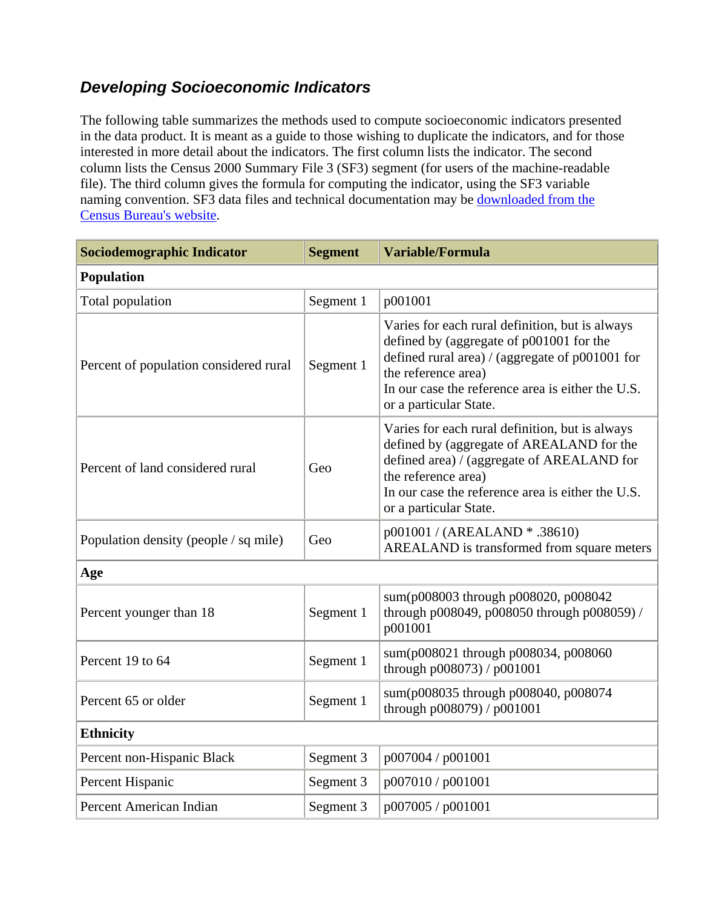### *Developing Socioeconomic Indicators*

The following table summarizes the methods used to compute socioeconomic indicators presented in the data product. It is meant as a guide to those wishing to duplicate the indicators, and for those interested in more detail about the indicators. The first column lists the indicator. The second column lists the Census 2000 Summary File 3 (SF3) segment (for users of the machine-readable file). The third column gives the formula for computing the indicator, using the SF3 variable naming convention. SF3 data files and technical documentation may be downloaded from the Census Bureau's website.

| Sociodemographic Indicator | Segment | Variable/Formula |
|---|---|---|
| **Population** | | |
| Total population | Segment 1 | p001001 |
| Percent of population considered rural | Segment 1 | Varies for each rural definition, but is always defined by (aggregate of p001001 for the defined rural area) / (aggregate of p001001 for the reference area)<br>In our case the reference area is either the U.S. or a particular State. |
| Percent of land considered rural | Geo | Varies for each rural definition, but is always defined by (aggregate of AREALAND for the defined area) / (aggregate of AREALAND for the reference area)<br>In our case the reference area is either the U.S. or a particular State. |
| Population density (people / sq mile) | Geo | p001001 / (AREALAND * .38610)<br>AREALAND is transformed from square meters |
| **Age** | | |
| Percent younger than 18 | Segment 1 | sum(p008003 through p008020, p008042 through p008049, p008050 through p008059) / p001001 |
| Percent 19 to 64 | Segment 1 | sum(p008021 through p008034, p008060 through p008073) / p001001 |
| Percent 65 or older | Segment 1 | sum(p008035 through p008040, p008074 through p008079) / p001001 |
| **Ethnicity** | | |
| Percent non-Hispanic Black | Segment 3 | p007004 / p001001 |
| Percent Hispanic | Segment 3 | p007010 / p001001 |
| Percent American Indian | Segment 3 | p007005 / p001001 |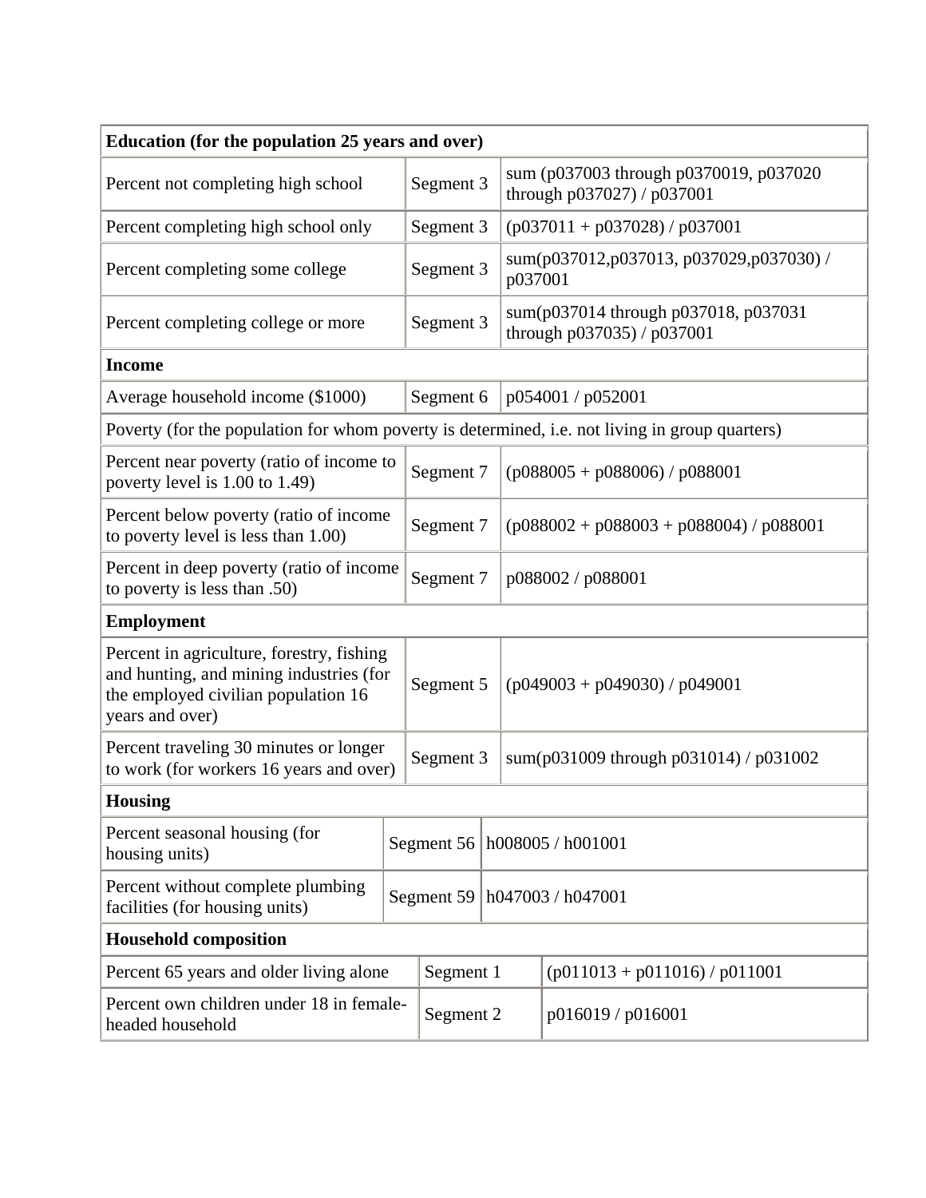| **Education (for the population 25 years and over)** | | |
|---|---|---|
| Percent not completing high school | Segment 3 | sum (p037003 through p0370019, p037020 through p037027) / p037001 |
| Percent completing high school only | Segment 3 | (p037011 + p037028) / p037001 |
| Percent completing some college | Segment 3 | sum(p037012,p037013, p037029,p037030) / p037001 |
| Percent completing college or more | Segment 3 | sum(p037014 through p037018, p037031 through p037035) / p037001 |
| **Income** | | |
| Average household income ($1000) | Segment 6 | p054001 / p052001 |
| Poverty (for the population for whom poverty is determined, i.e. not living in group quarters) | | |
| Percent near poverty (ratio of income to poverty level is 1.00 to 1.49) | Segment 7 | (p088005 + p088006) / p088001 |
| Percent below poverty (ratio of income to poverty level is less than 1.00) | Segment 7 | (p088002 + p088003 + p088004) / p088001 |
| Percent in deep poverty (ratio of income to poverty is less than .50) | Segment 7 | p088002 / p088001 |
| **Employment** | | |
| Percent in agriculture, forestry, fishing and hunting, and mining industries (for the employed civilian population 16 years and over) | Segment 5 | (p049003 + p049030) / p049001 |
| Percent traveling 30 minutes or longer to work (for workers 16 years and over) | Segment 3 | sum(p031009 through p031014) / p031002 |
| **Housing** | | |
| Percent seasonal housing (for housing units) | Segment 56 | h008005 / h001001 |
| Percent without complete plumbing facilities (for housing units) | Segment 59 | h047003 / h047001 |
| **Household composition** | | |
| Percent 65 years and older living alone | Segment 1 | (p011013 + p011016) / p011001 |
| Percent own children under 18 in female-headed household | Segment 2 | p016019 / p016001 |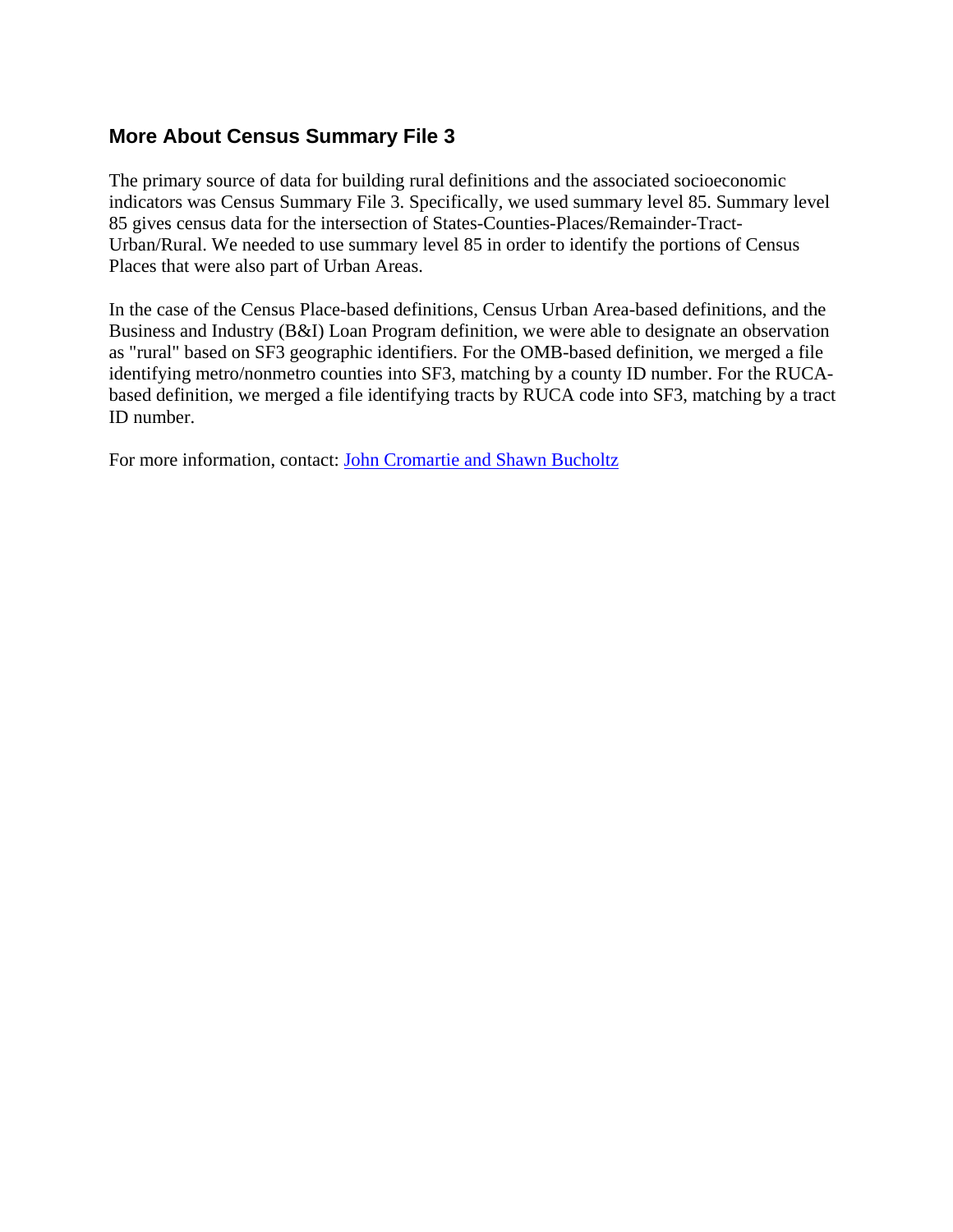## More About Census Summary File 3

The primary source of data for building rural definitions and the associated socioeconomic indicators was Census Summary File 3. Specifically, we used summary level 85. Summary level 85 gives census data for the intersection of States-Counties-Places/Remainder-Tract-Urban/Rural. We needed to use summary level 85 in order to identify the portions of Census Places that were also part of Urban Areas.

In the case of the Census Place-based definitions, Census Urban Area-based definitions, and the Business and Industry (B&I) Loan Program definition, we were able to designate an observation as "rural" based on SF3 geographic identifiers. For the OMB-based definition, we merged a file identifying metro/nonmetro counties into SF3, matching by a county ID number. For the RUCA-based definition, we merged a file identifying tracts by RUCA code into SF3, matching by a tract ID number.

For more information, contact: John Cromartie and Shawn Bucholtz